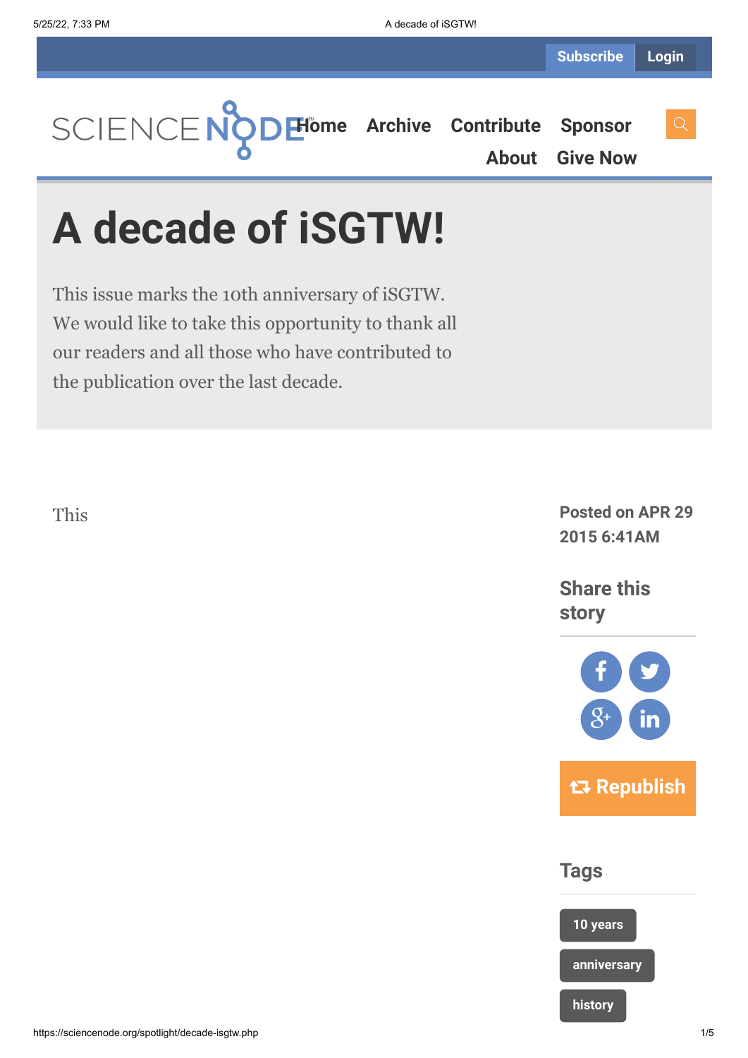Subscribe Login

SCIENCE NODE

Home Archive Contribute Sponsor About Give Now

# A decade of iSGTW!

This issue marks the 10th anniversary of iSGTW. We would like to take this opportunity to thank all our readers and all those who have contributed to the publication over the last decade.

This

**Posted on APR 29 2015 6:41AM**

## Share this story

Republish

## Tags

10 years

anniversary

history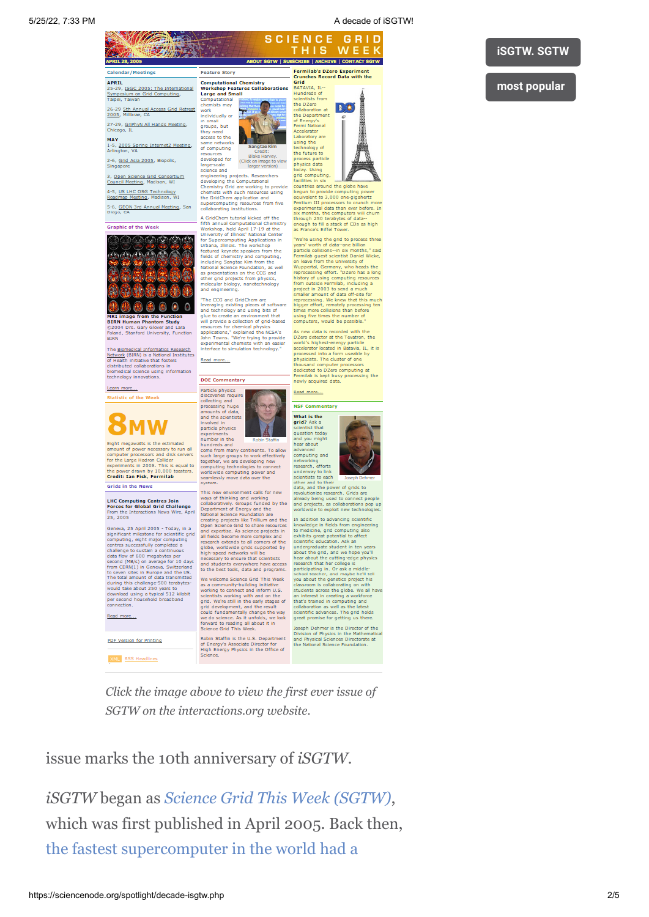iSGTW. SGTW

most popular

*Click the image above to view the first ever issue of SGTW on the interactions.org website.*

issue marks the 10th anniversary of *iSGTW*.

*iSGTW* began as *Science Grid This Week (SGTW)*, which was first published in April 2005. Back then, the fastest supercomputer in the world had a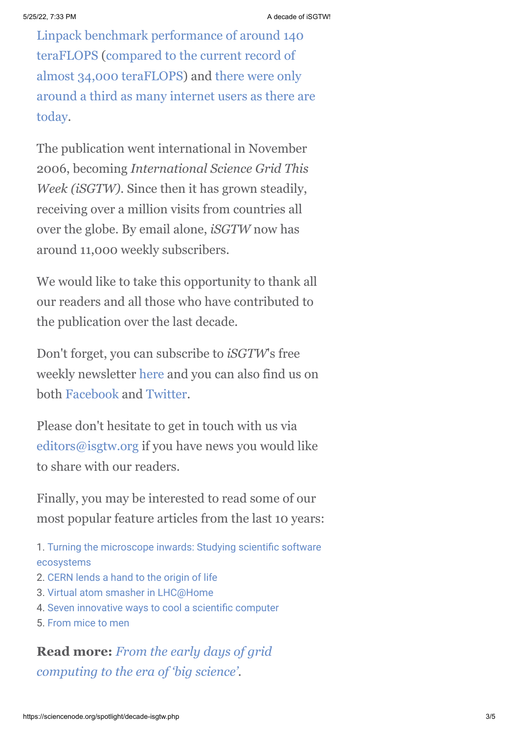Linpack benchmark performance of around 140 teraFLOPS (compared to the current record of almost 34,000 teraFLOPS) and there were only around a third as many internet users as there are today.

The publication went international in November 2006, becoming *International Science Grid This Week (iSGTW)*. Since then it has grown steadily, receiving over a million visits from countries all over the globe. By email alone, *iSGTW* now has around 11,000 weekly subscribers.

We would like to take this opportunity to thank all our readers and all those who have contributed to the publication over the last decade.

Don't forget, you can subscribe to *iSGTW*'s free weekly newsletter here and you can also find us on both Facebook and Twitter.

Please don't hesitate to get in touch with us via editors@isgtw.org if you have news you would like to share with our readers.

Finally, you may be interested to read some of our most popular feature articles from the last 10 years:

1. Turning the microscope inwards: Studying scientific software ecosystems
2. CERN lends a hand to the origin of life
3. Virtual atom smasher in LHC@Home
4. Seven innovative ways to cool a scientific computer
5. From mice to men

**Read more:** *From the early days of grid computing to the era of 'big science'*.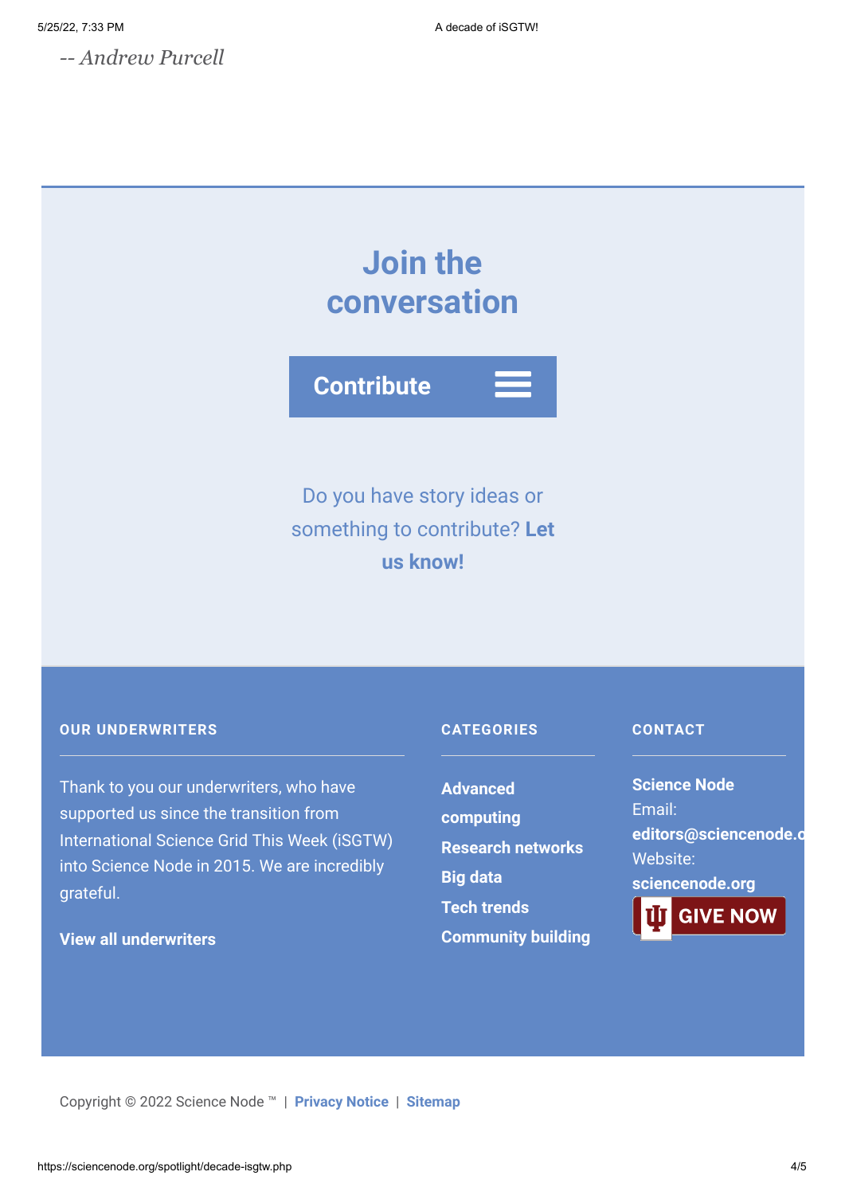*-- Andrew Purcell*

## Join the conversation

**Contribute**

Do you have story ideas or something to contribute? **Let us know!**

### OUR UNDERWRITERS

Thank to you our underwriters, who have supported us since the transition from International Science Grid This Week (iSGTW) into Science Node in 2015. We are incredibly grateful.

**View all underwriters**

### CATEGORIES

- **Advanced computing**
- **Research networks**
- **Big data**
- **Tech trends**
- **Community building**

### CONTACT

**Science Node**
Email: **editors@sciencenode.o**
Website: **sciencenode.org**

**GIVE NOW**

Copyright © 2022 Science Node ™ | **Privacy Notice** | **Sitemap**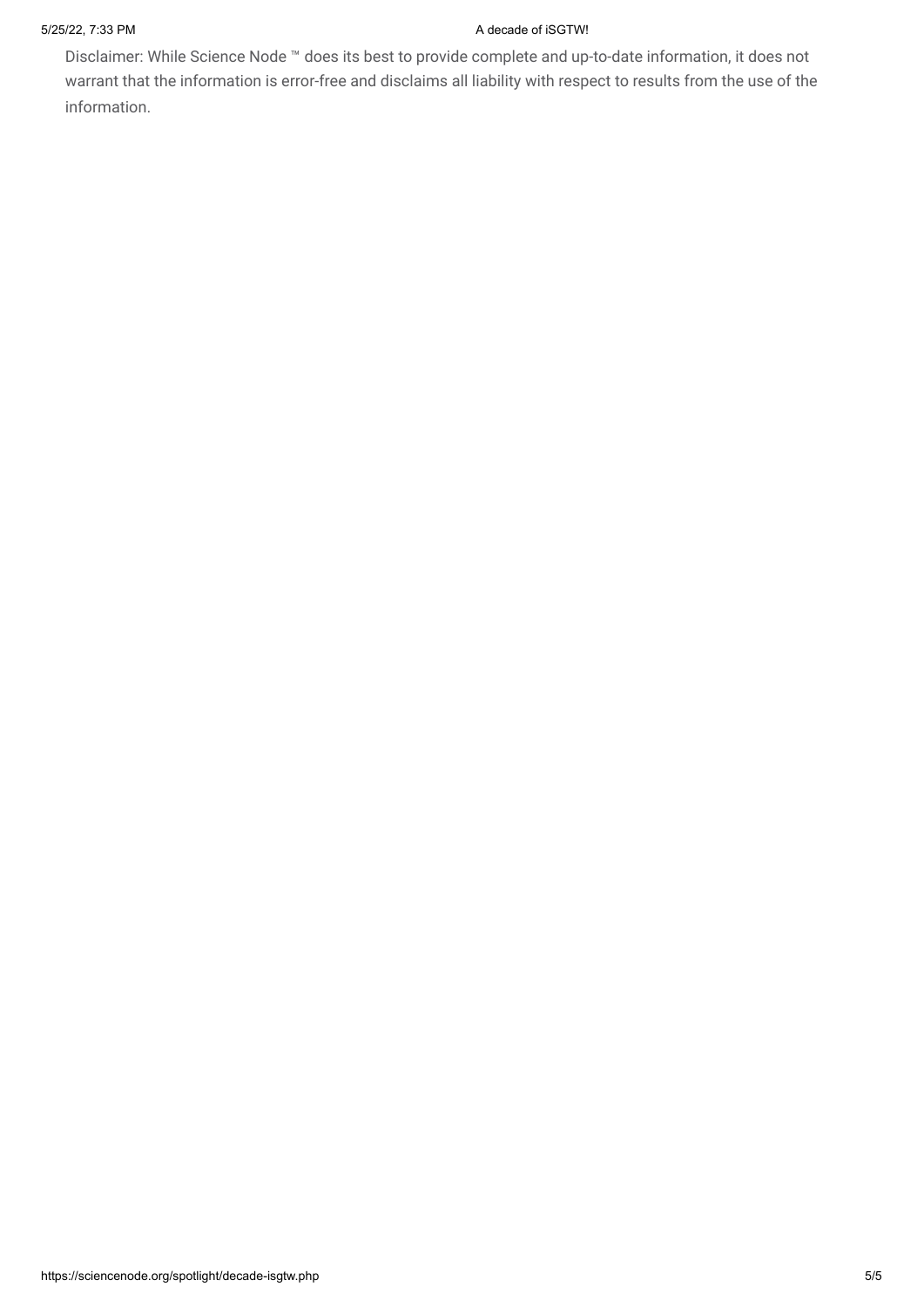Disclaimer: While Science Node ™ does its best to provide complete and up-to-date information, it does not warrant that the information is error-free and disclaims all liability with respect to results from the use of the information.